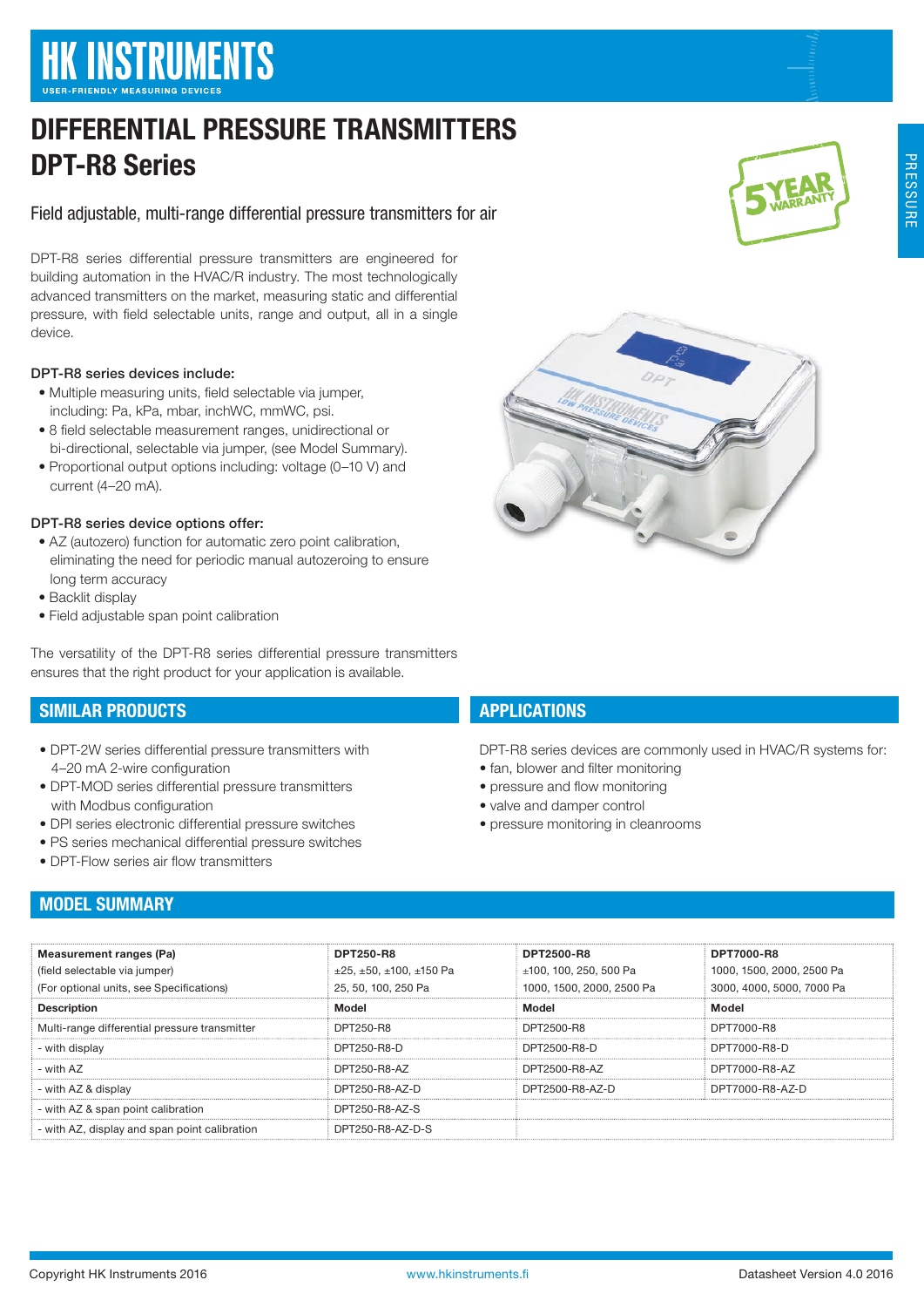# HK INSTRUMENTS

USER-FRIENDLY MEASURING DEVICES

# DIFFERENTIAL PRESSURE TRANSMITTERS
# DPT-R8 Series

Field adjustable, multi-range differential pressure transmitters for air

DPT-R8 series differential pressure transmitters are engineered for building automation in the HVAC/R industry. The most technologically advanced transmitters on the market, measuring static and differential pressure, with field selectable units, range and output, all in a single device.

**DPT-R8 series devices include:**

- Multiple measuring units, field selectable via jumper, including: Pa, kPa, mbar, inchWC, mmWC, psi.
- 8 field selectable measurement ranges, unidirectional or bi-directional, selectable via jumper, (see Model Summary).
- Proportional output options including: voltage (0–10 V) and current (4–20 mA).

**DPT-R8 series device options offer:**

- AZ (autozero) function for automatic zero point calibration, eliminating the need for periodic manual autozeroing to ensure long term accuracy
- Backlit display
- Field adjustable span point calibration

The versatility of the DPT-R8 series differential pressure transmitters ensures that the right product for your application is available.

## SIMILAR PRODUCTS

- DPT-2W series differential pressure transmitters with 4–20 mA 2-wire configuration
- DPT-MOD series differential pressure transmitters with Modbus configuration
- DPI series electronic differential pressure switches
- PS series mechanical differential pressure switches
- DPT-Flow series air flow transmitters

## APPLICATIONS

DPT-R8 series devices are commonly used in HVAC/R systems for:

- fan, blower and filter monitoring
- pressure and flow monitoring
- valve and damper control
- pressure monitoring in cleanrooms

## MODEL SUMMARY

| **Measurement ranges (Pa)**<br>(field selectable via jumper)<br>(For optional units, see Specifications) | **DPT250-R8**<br>±25, ±50, ±100, ±150 Pa<br>25, 50, 100, 250 Pa | **DPT2500-R8**<br>±100, 100, 250, 500 Pa<br>1000, 1500, 2000, 2500 Pa | **DPT7000-R8**<br>1000, 1500, 2000, 2500 Pa<br>3000, 4000, 5000, 7000 Pa |
|---|---|---|---|
| **Description** | **Model** | **Model** | **Model** |
| Multi-range differential pressure transmitter | DPT250-R8 | DPT2500-R8 | DPT7000-R8 |
| - with display | DPT250-R8-D | DPT2500-R8-D | DPT7000-R8-D |
| - with AZ | DPT250-R8-AZ | DPT2500-R8-AZ | DPT7000-R8-AZ |
| - with AZ & display | DPT250-R8-AZ-D | DPT2500-R8-AZ-D | DPT7000-R8-AZ-D |
| - with AZ & span point calibration | DPT250-R8-AZ-S | | |
| - with AZ, display and span point calibration | DPT250-R8-AZ-D-S | | |

Copyright HK Instruments 2016 www.hkinstruments.fi Datasheet Version 4.0 2016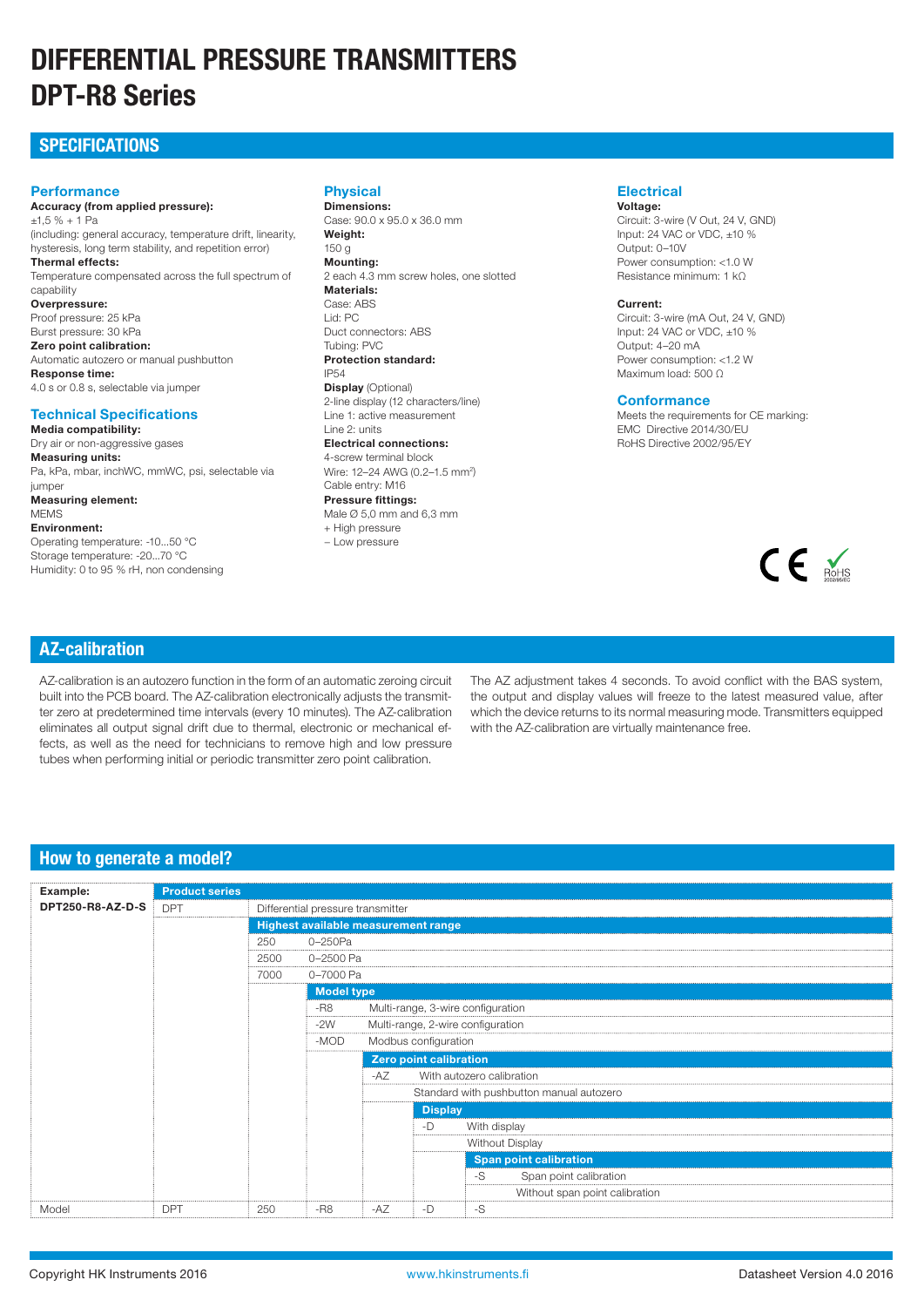# DIFFERENTIAL PRESSURE TRANSMITTERS
# DPT-R8 Series

## SPECIFICATIONS

### Performance

**Accuracy (from applied pressure):**
±1,5 % + 1 Pa
(including: general accuracy, temperature drift, linearity, hysteresis, long term stability, and repetition error)

**Thermal effects:**
Temperature compensated across the full spectrum of capability

**Overpressure:**
Proof pressure: 25 kPa
Burst pressure: 30 kPa

**Zero point calibration:**
Automatic autozero or manual pushbutton

**Response time:**
4.0 s or 0.8 s, selectable via jumper

### Technical Specifications

**Media compatibility:**
Dry air or non-aggressive gases

**Measuring units:**
Pa, kPa, mbar, inchWC, mmWC, psi, selectable via jumper

**Measuring element:**
MEMS

**Environment:**
Operating temperature: -10...50 °C
Storage temperature: -20...70 °C
Humidity: 0 to 95 % rH, non condensing

### Physical

**Dimensions:**
Case: 90.0 x 95.0 x 36.0 mm

**Weight:**
150 g

**Mounting:**
2 each 4.3 mm screw holes, one slotted

**Materials:**
Case: ABS
Lid: PC
Duct connectors: ABS
Tubing: PVC

**Protection standard:**
IP54

**Display** (Optional)
2-line display (12 characters/line)
Line 1: active measurement
Line 2: units

**Electrical connections:**
4-screw terminal block
Wire: 12–24 AWG (0.2–1.5 mm²)
Cable entry: M16

**Pressure fittings:**
Male Ø 5,0 mm and 6,3 mm
+ High pressure
– Low pressure

### Electrical

**Voltage:**
Circuit: 3-wire (V Out, 24 V, GND)
Input: 24 VAC or VDC, ±10 %
Output: 0–10V
Power consumption: <1.0 W
Resistance minimum: 1 kΩ

**Current:**
Circuit: 3-wire (mA Out, 24 V, GND)
Input: 24 VAC or VDC, ±10 %
Output: 4–20 mA
Power consumption: <1.2 W
Maximum load: 500 Ω

### Conformance

Meets the requirements for CE marking:
EMC Directive 2014/30/EU
RoHS Directive 2002/95/EY

## AZ-calibration

AZ-calibration is an autozero function in the form of an automatic zeroing circuit built into the PCB board. The AZ-calibration electronically adjusts the transmitter zero at predetermined time intervals (every 10 minutes). The AZ-calibration eliminates all output signal drift due to thermal, electronic or mechanical effects, as well as the need for technicians to remove high and low pressure tubes when performing initial or periodic transmitter zero point calibration.

The AZ adjustment takes 4 seconds. To avoid conflict with the BAS system, the output and display values will freeze to the latest measured value, after which the device returns to its normal measuring mode. Transmitters equipped with the AZ-calibration are virtually maintenance free.

## How to generate a model?

| Example: | Product series | | | | | | |
|---|---|---|---|---|---|---|---|
| **DPT250-R8-AZ-D-S** | DPT | Differential pressure transmitter | | | | | |
| | | **Highest available measurement range** | | | | | |
| | | 250 | 0–250Pa | | | | |
| | | 2500 | 0–2500 Pa | | | | |
| | | 7000 | 0–7000 Pa | | | | |
| | | | **Model type** | | | | |
| | | | -R8 | Multi-range, 3-wire configuration | | | |
| | | | -2W | Multi-range, 2-wire configuration | | | |
| | | | -MOD | Modbus configuration | | | |
| | | | | **Zero point calibration** | | | |
| | | | | -AZ | With autozero calibration | | |
| | | | | | Standard with pushbutton manual autozero | | |
| | | | | | **Display** | | |
| | | | | | -D | With display | |
| | | | | | | Without Display | |
| | | | | | | **Span point calibration** | |
| | | | | | | -S | Span point calibration |
| | | | | | | | Without span point calibration |
| Model | DPT | 250 | -R8 | -AZ | -D | -S | |

Copyright HK Instruments 2016 | www.hkinstruments.fi | Datasheet Version 4.0 2016